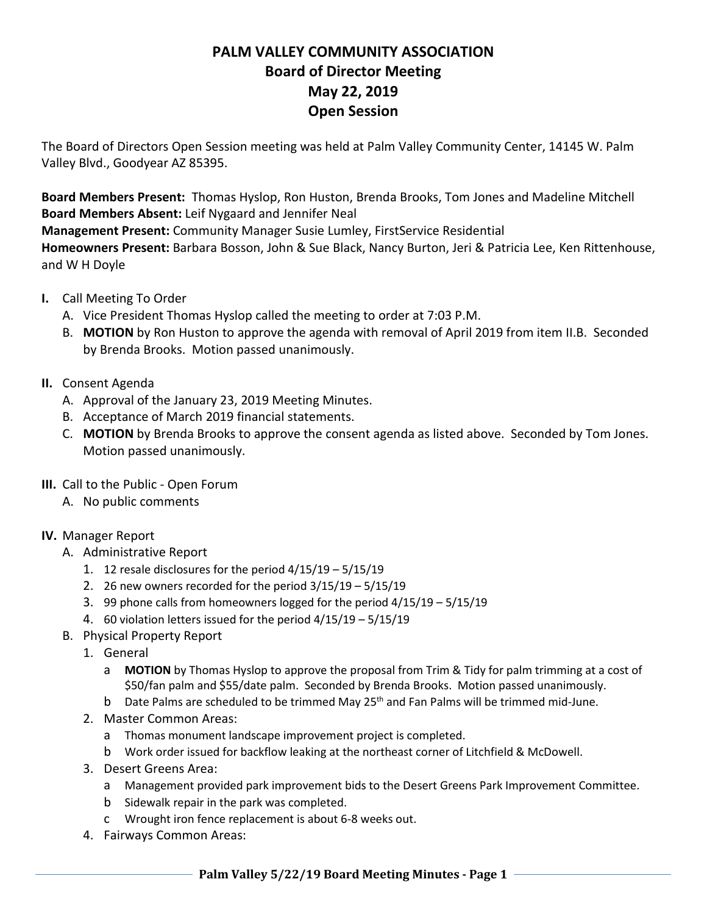# PALM VALLEY COMMUNITY ASSOCIATION
## Board of Director Meeting
## May 22, 2019
## Open Session

The Board of Directors Open Session meeting was held at Palm Valley Community Center, 14145 W. Palm Valley Blvd., Goodyear AZ 85395.

**Board Members Present:** Thomas Hyslop, Ron Huston, Brenda Brooks, Tom Jones and Madeline Mitchell
**Board Members Absent:** Leif Nygaard and Jennifer Neal
**Management Present:** Community Manager Susie Lumley, FirstService Residential
**Homeowners Present:** Barbara Bosson, John & Sue Black, Nancy Burton, Jeri & Patricia Lee, Ken Rittenhouse, and W H Doyle

**I.** Call Meeting To Order
   A. Vice President Thomas Hyslop called the meeting to order at 7:03 P.M.
   B. **MOTION** by Ron Huston to approve the agenda with removal of April 2019 from item II.B. Seconded by Brenda Brooks. Motion passed unanimously.

**II.** Consent Agenda
   A. Approval of the January 23, 2019 Meeting Minutes.
   B. Acceptance of March 2019 financial statements.
   C. **MOTION** by Brenda Brooks to approve the consent agenda as listed above. Seconded by Tom Jones. Motion passed unanimously.

**III.** Call to the Public - Open Forum
   A. No public comments

**IV.** Manager Report
   A. Administrative Report
      1. 12 resale disclosures for the period 4/15/19 – 5/15/19
      2. 26 new owners recorded for the period 3/15/19 – 5/15/19
      3. 99 phone calls from homeowners logged for the period 4/15/19 – 5/15/19
      4. 60 violation letters issued for the period 4/15/19 – 5/15/19
   B. Physical Property Report
      1. General
         a **MOTION** by Thomas Hyslop to approve the proposal from Trim & Tidy for palm trimming at a cost of $50/fan palm and $55/date palm. Seconded by Brenda Brooks. Motion passed unanimously.
         b Date Palms are scheduled to be trimmed May 25th and Fan Palms will be trimmed mid-June.
      2. Master Common Areas:
         a Thomas monument landscape improvement project is completed.
         b Work order issued for backflow leaking at the northeast corner of Litchfield & McDowell.
      3. Desert Greens Area:
         a Management provided park improvement bids to the Desert Greens Park Improvement Committee.
         b Sidewalk repair in the park was completed.
         c Wrought iron fence replacement is about 6-8 weeks out.
      4. Fairways Common Areas: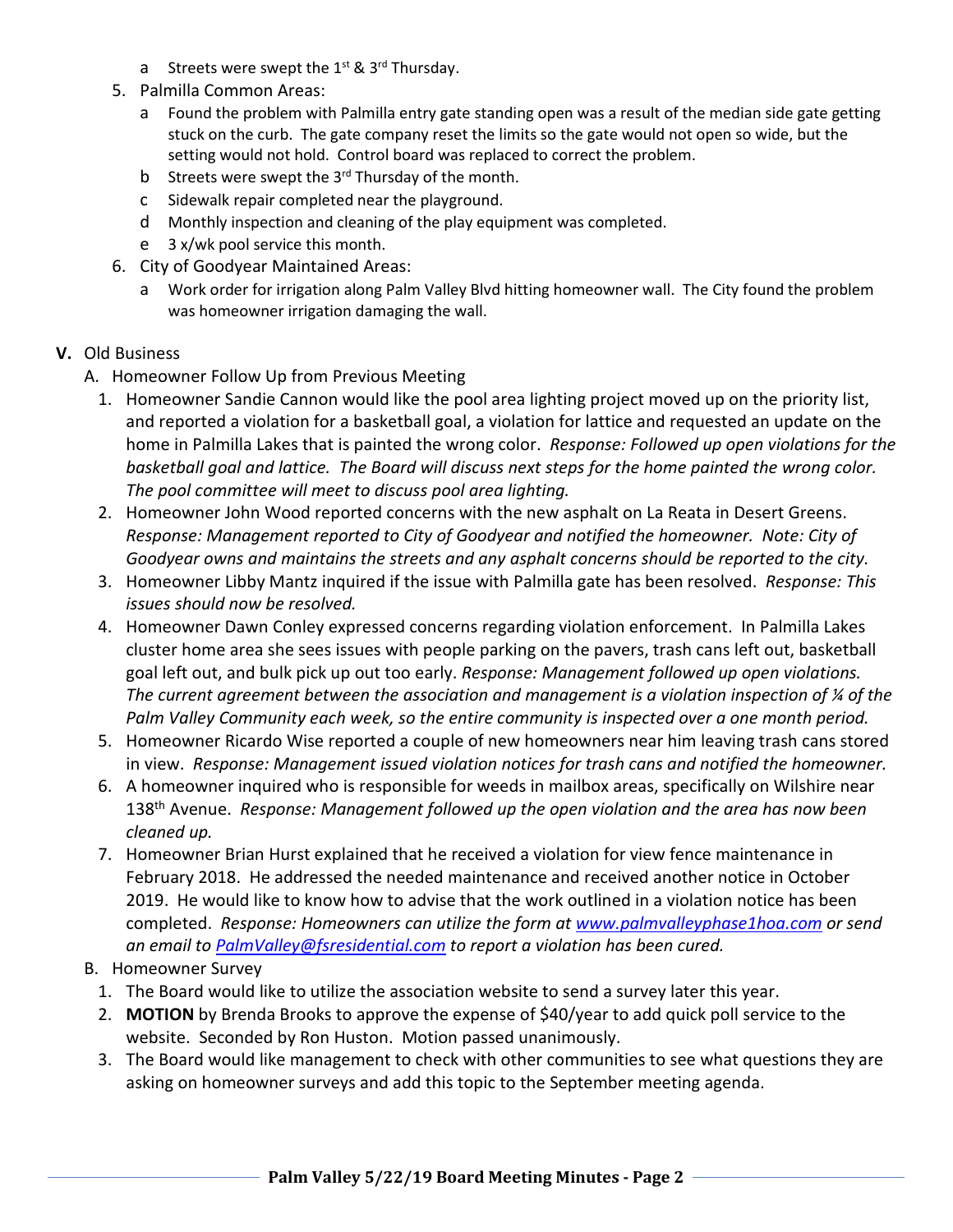a. Streets were swept the 1st & 3rd Thursday.

5. Palmilla Common Areas:
   a. Found the problem with Palmilla entry gate standing open was a result of the median side gate getting stuck on the curb. The gate company reset the limits so the gate would not open so wide, but the setting would not hold. Control board was replaced to correct the problem.
   b. Streets were swept the 3rd Thursday of the month.
   c. Sidewalk repair completed near the playground.
   d. Monthly inspection and cleaning of the play equipment was completed.
   e. 3 x/wk pool service this month.

6. City of Goodyear Maintained Areas:
   a. Work order for irrigation along Palm Valley Blvd hitting homeowner wall. The City found the problem was homeowner irrigation damaging the wall.

## V. Old Business

A. Homeowner Follow Up from Previous Meeting

1. Homeowner Sandie Cannon would like the pool area lighting project moved up on the priority list, and reported a violation for a basketball goal, a violation for lattice and requested an update on the home in Palmilla Lakes that is painted the wrong color. *Response: Followed up open violations for the basketball goal and lattice. The Board will discuss next steps for the home painted the wrong color. The pool committee will meet to discuss pool area lighting.*
2. Homeowner John Wood reported concerns with the new asphalt on La Reata in Desert Greens. *Response: Management reported to City of Goodyear and notified the homeowner. Note: City of Goodyear owns and maintains the streets and any asphalt concerns should be reported to the city.*
3. Homeowner Libby Mantz inquired if the issue with Palmilla gate has been resolved. *Response: This issues should now be resolved.*
4. Homeowner Dawn Conley expressed concerns regarding violation enforcement. In Palmilla Lakes cluster home area she sees issues with people parking on the pavers, trash cans left out, basketball goal left out, and bulk pick up out too early. *Response: Management followed up open violations. The current agreement between the association and management is a violation inspection of ¼ of the Palm Valley Community each week, so the entire community is inspected over a one month period.*
5. Homeowner Ricardo Wise reported a couple of new homeowners near him leaving trash cans stored in view. *Response: Management issued violation notices for trash cans and notified the homeowner.*
6. A homeowner inquired who is responsible for weeds in mailbox areas, specifically on Wilshire near 138th Avenue. *Response: Management followed up the open violation and the area has now been cleaned up.*
7. Homeowner Brian Hurst explained that he received a violation for view fence maintenance in February 2018. He addressed the needed maintenance and received another notice in October 2019. He would like to know how to advise that the work outlined in a violation notice has been completed. *Response: Homeowners can utilize the form at [www.palmvalleyphase1hoa.com](http://www.palmvalleyphase1hoa.com) or send an email to [PalmValley@fsresidential.com](mailto:PalmValley@fsresidential.com) to report a violation has been cured.*

B. Homeowner Survey

1. The Board would like to utilize the association website to send a survey later this year.
2. **MOTION** by Brenda Brooks to approve the expense of $40/year to add quick poll service to the website. Seconded by Ron Huston. Motion passed unanimously.
3. The Board would like management to check with other communities to see what questions they are asking on homeowner surveys and add this topic to the September meeting agenda.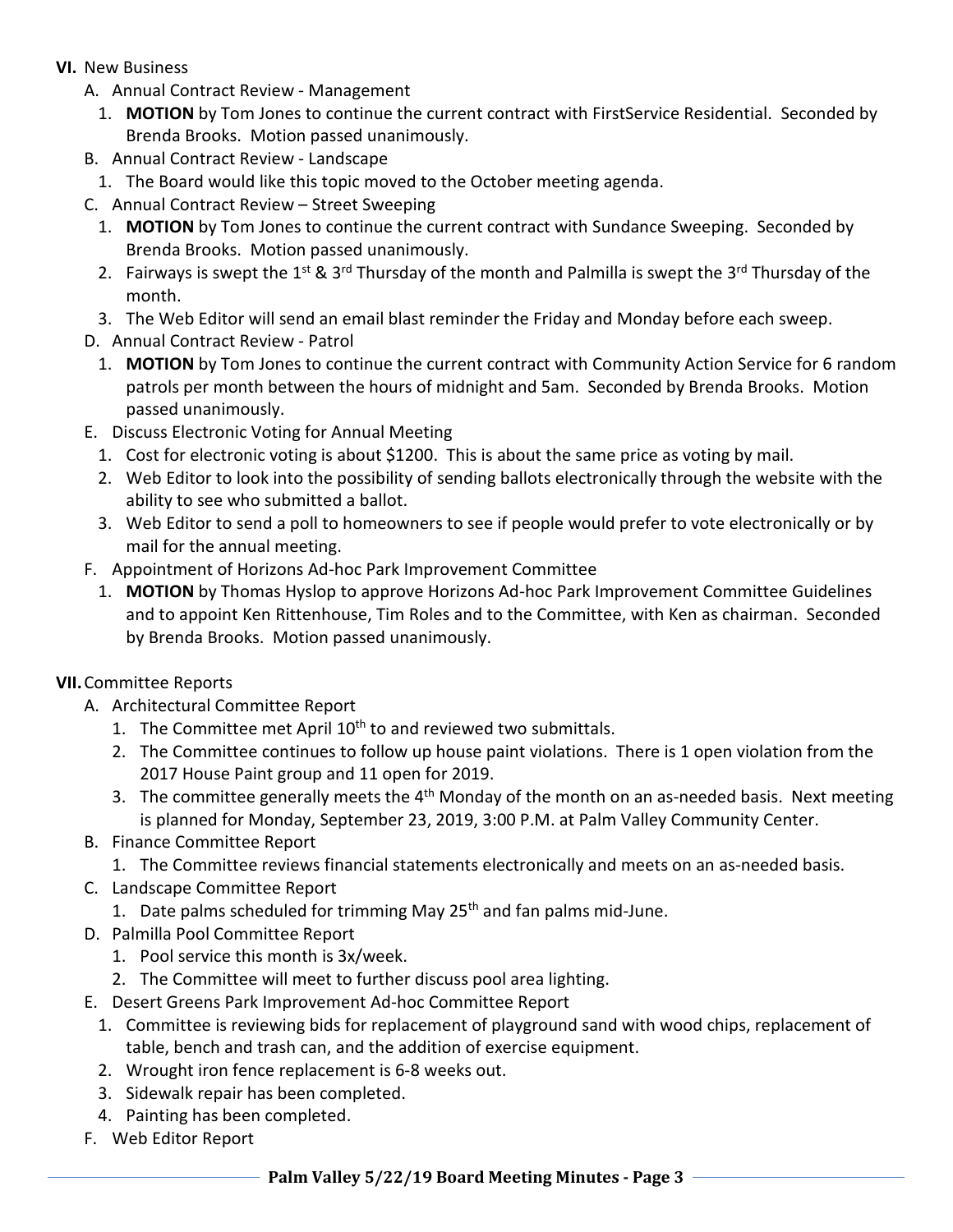**VI.** New Business

A. Annual Contract Review - Management
   1. **MOTION** by Tom Jones to continue the current contract with FirstService Residential. Seconded by Brenda Brooks. Motion passed unanimously.

B. Annual Contract Review - Landscape
   1. The Board would like this topic moved to the October meeting agenda.

C. Annual Contract Review – Street Sweeping
   1. **MOTION** by Tom Jones to continue the current contract with Sundance Sweeping. Seconded by Brenda Brooks. Motion passed unanimously.
   2. Fairways is swept the 1st & 3rd Thursday of the month and Palmilla is swept the 3rd Thursday of the month.
   3. The Web Editor will send an email blast reminder the Friday and Monday before each sweep.

D. Annual Contract Review - Patrol
   1. **MOTION** by Tom Jones to continue the current contract with Community Action Service for 6 random patrols per month between the hours of midnight and 5am. Seconded by Brenda Brooks. Motion passed unanimously.

E. Discuss Electronic Voting for Annual Meeting
   1. Cost for electronic voting is about $1200. This is about the same price as voting by mail.
   2. Web Editor to look into the possibility of sending ballots electronically through the website with the ability to see who submitted a ballot.
   3. Web Editor to send a poll to homeowners to see if people would prefer to vote electronically or by mail for the annual meeting.

F. Appointment of Horizons Ad-hoc Park Improvement Committee
   1. **MOTION** by Thomas Hyslop to approve Horizons Ad-hoc Park Improvement Committee Guidelines and to appoint Ken Rittenhouse, Tim Roles and to the Committee, with Ken as chairman. Seconded by Brenda Brooks. Motion passed unanimously.

**VII.** Committee Reports

A. Architectural Committee Report
   1. The Committee met April 10th to and reviewed two submittals.
   2. The Committee continues to follow up house paint violations. There is 1 open violation from the 2017 House Paint group and 11 open for 2019.
   3. The committee generally meets the 4th Monday of the month on an as-needed basis. Next meeting is planned for Monday, September 23, 2019, 3:00 P.M. at Palm Valley Community Center.

B. Finance Committee Report
   1. The Committee reviews financial statements electronically and meets on an as-needed basis.

C. Landscape Committee Report
   1. Date palms scheduled for trimming May 25th and fan palms mid-June.

D. Palmilla Pool Committee Report
   1. Pool service this month is 3x/week.
   2. The Committee will meet to further discuss pool area lighting.

E. Desert Greens Park Improvement Ad-hoc Committee Report
   1. Committee is reviewing bids for replacement of playground sand with wood chips, replacement of table, bench and trash can, and the addition of exercise equipment.
   2. Wrought iron fence replacement is 6-8 weeks out.
   3. Sidewalk repair has been completed.
   4. Painting has been completed.

F. Web Editor Report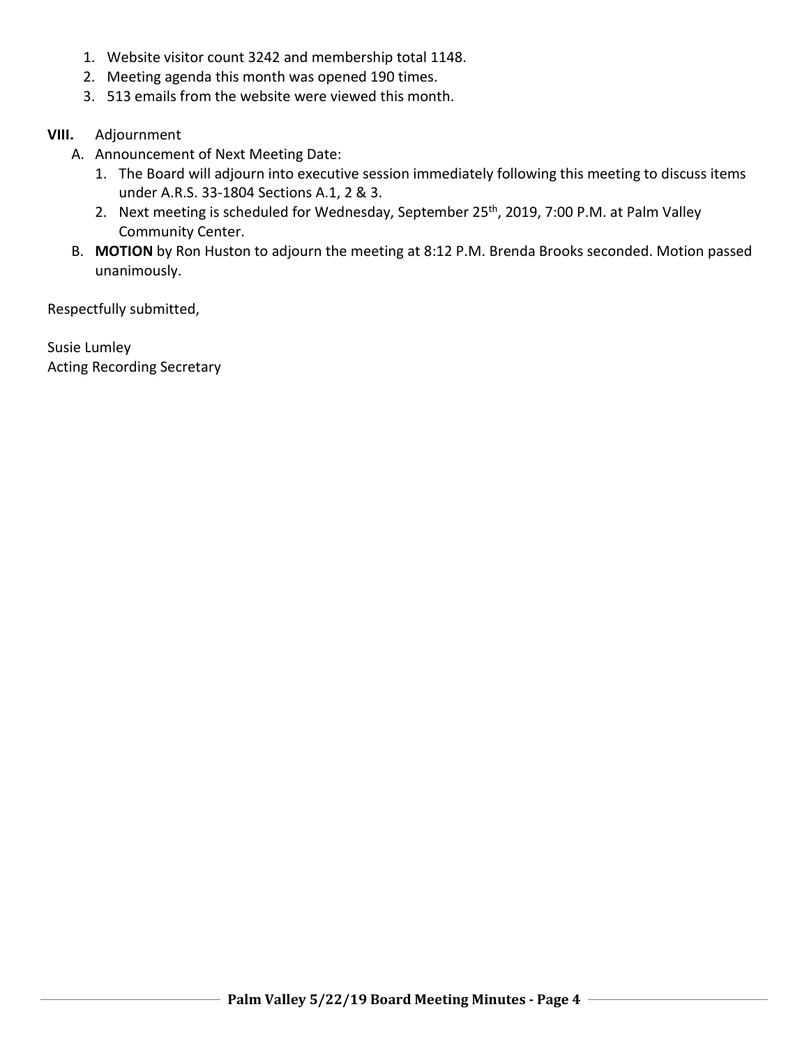1. Website visitor count 3242 and membership total 1148.
2. Meeting agenda this month was opened 190 times.
3. 513 emails from the website were viewed this month.

**VIII.** Adjournment

A. Announcement of Next Meeting Date:
   1. The Board will adjourn into executive session immediately following this meeting to discuss items under A.R.S. 33-1804 Sections A.1, 2 & 3.
   2. Next meeting is scheduled for Wednesday, September 25th, 2019, 7:00 P.M. at Palm Valley Community Center.

B. **MOTION** by Ron Huston to adjourn the meeting at 8:12 P.M. Brenda Brooks seconded. Motion passed unanimously.

Respectfully submitted,

Susie Lumley
Acting Recording Secretary